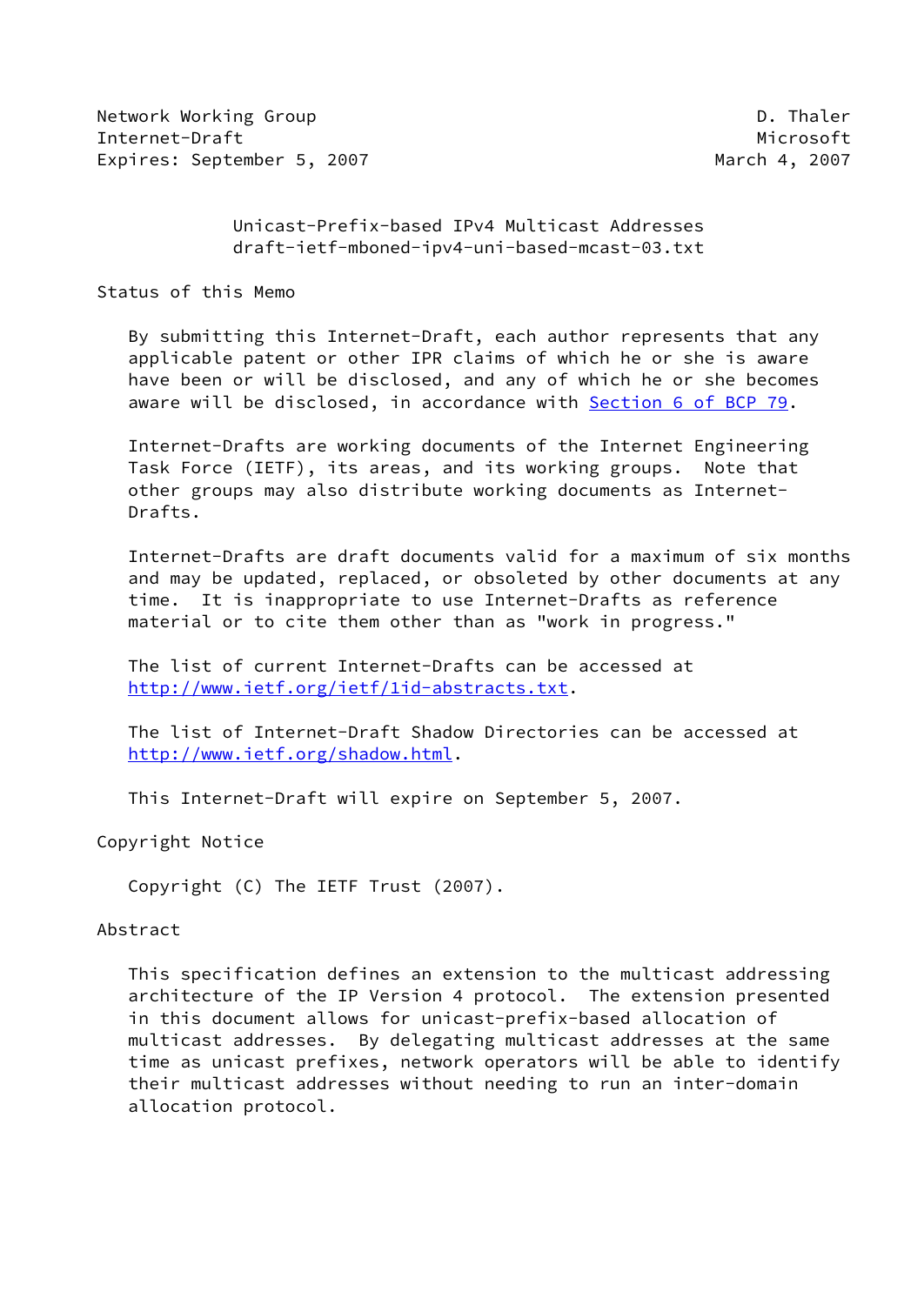Network Working Group D. Thaler
Internet-Draft Microsoft
Expires: September 5, 2007 March 4, 2007

# Unicast-Prefix-based IPv4 Multicast Addresses
draft-ietf-mboned-ipv4-uni-based-mcast-03.txt

## Status of this Memo

By submitting this Internet-Draft, each author represents that any applicable patent or other IPR claims of which he or she is aware have been or will be disclosed, and any of which he or she becomes aware will be disclosed, in accordance with Section 6 of BCP 79.

Internet-Drafts are working documents of the Internet Engineering Task Force (IETF), its areas, and its working groups. Note that other groups may also distribute working documents as Internet-Drafts.

Internet-Drafts are draft documents valid for a maximum of six months and may be updated, replaced, or obsoleted by other documents at any time. It is inappropriate to use Internet-Drafts as reference material or to cite them other than as "work in progress."

The list of current Internet-Drafts can be accessed at http://www.ietf.org/ietf/1id-abstracts.txt.

The list of Internet-Draft Shadow Directories can be accessed at http://www.ietf.org/shadow.html.

This Internet-Draft will expire on September 5, 2007.

## Copyright Notice

Copyright (C) The IETF Trust (2007).

## Abstract

This specification defines an extension to the multicast addressing architecture of the IP Version 4 protocol. The extension presented in this document allows for unicast-prefix-based allocation of multicast addresses. By delegating multicast addresses at the same time as unicast prefixes, network operators will be able to identify their multicast addresses without needing to run an inter-domain allocation protocol.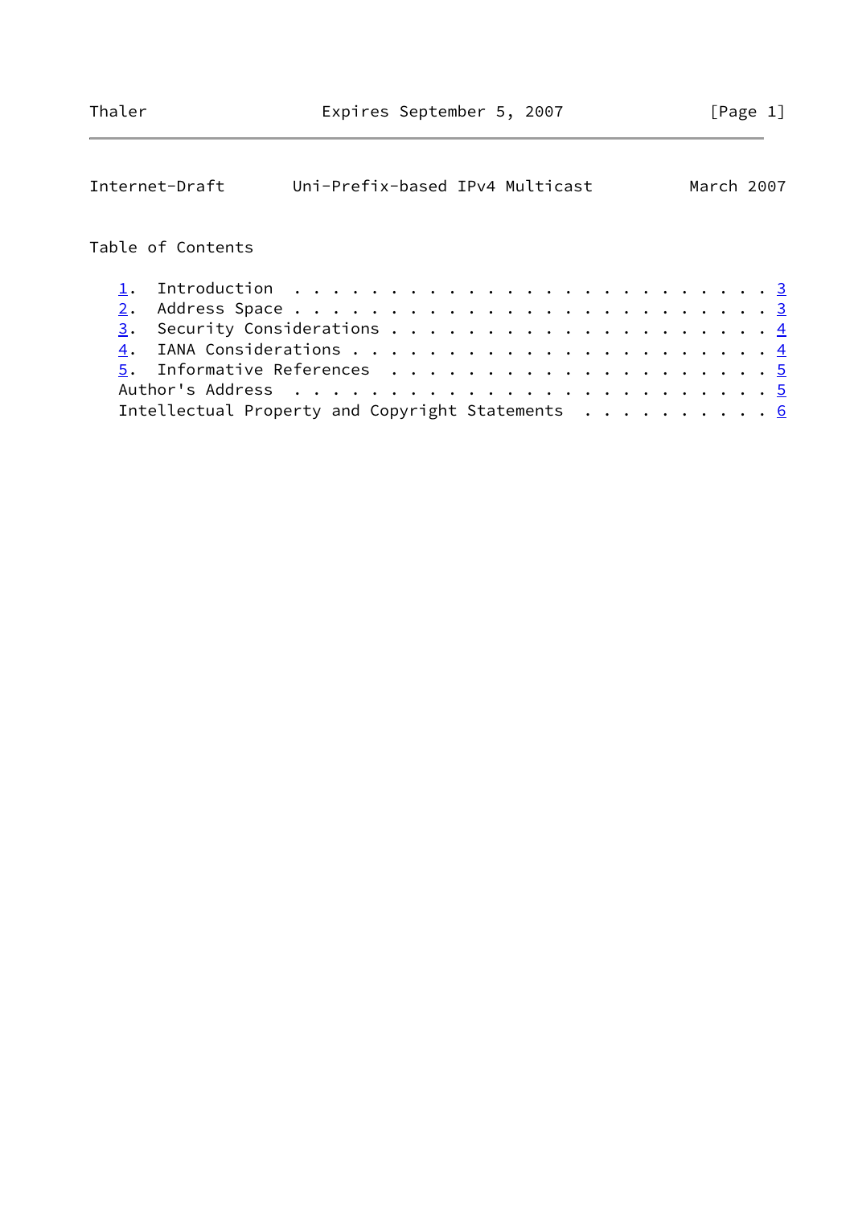## Table of Contents

1. Introduction . . . . . . . . . . . . . . . . . . . . . . . . . 3
2. Address Space . . . . . . . . . . . . . . . . . . . . . . . . 3
3. Security Considerations . . . . . . . . . . . . . . . . . . . 4
4. IANA Considerations . . . . . . . . . . . . . . . . . . . . . 4
5. Informative References . . . . . . . . . . . . . . . . . . . . 5

Author's Address . . . . . . . . . . . . . . . . . . . . . . . . 5

Intellectual Property and Copyright Statements . . . . . . . . . . 6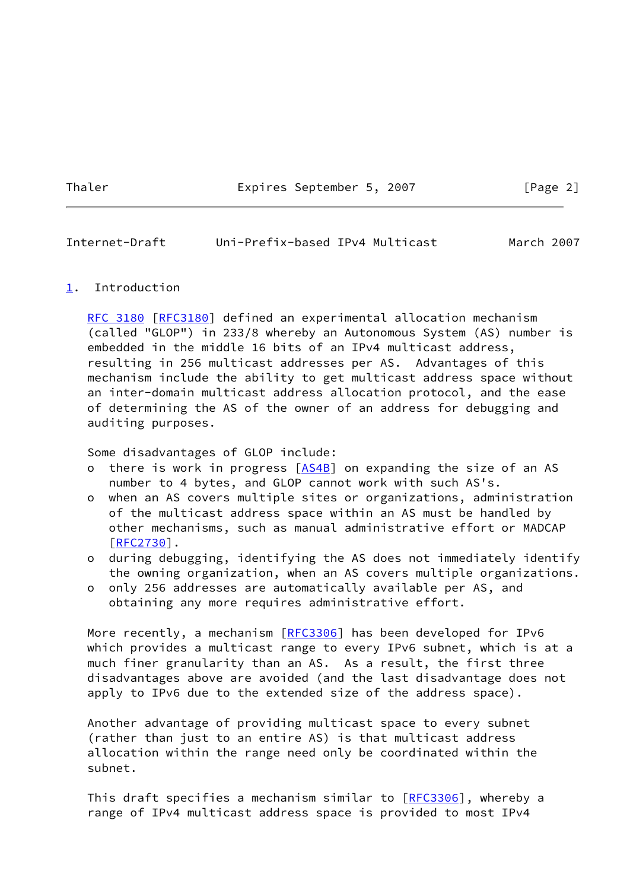## 1. Introduction

RFC 3180 [RFC3180] defined an experimental allocation mechanism (called "GLOP") in 233/8 whereby an Autonomous System (AS) number is embedded in the middle 16 bits of an IPv4 multicast address, resulting in 256 multicast addresses per AS. Advantages of this mechanism include the ability to get multicast address space without an inter-domain multicast address allocation protocol, and the ease of determining the AS of the owner of an address for debugging and auditing purposes.

Some disadvantages of GLOP include:

- there is work in progress [AS4B] on expanding the size of an AS number to 4 bytes, and GLOP cannot work with such AS's.
- when an AS covers multiple sites or organizations, administration of the multicast address space within an AS must be handled by other mechanisms, such as manual administrative effort or MADCAP [RFC2730].
- during debugging, identifying the AS does not immediately identify the owning organization, when an AS covers multiple organizations.
- only 256 addresses are automatically available per AS, and obtaining any more requires administrative effort.

More recently, a mechanism [RFC3306] has been developed for IPv6 which provides a multicast range to every IPv6 subnet, which is at a much finer granularity than an AS. As a result, the first three disadvantages above are avoided (and the last disadvantage does not apply to IPv6 due to the extended size of the address space).

Another advantage of providing multicast space to every subnet (rather than just to an entire AS) is that multicast address allocation within the range need only be coordinated within the subnet.

This draft specifies a mechanism similar to [RFC3306], whereby a range of IPv4 multicast address space is provided to most IPv4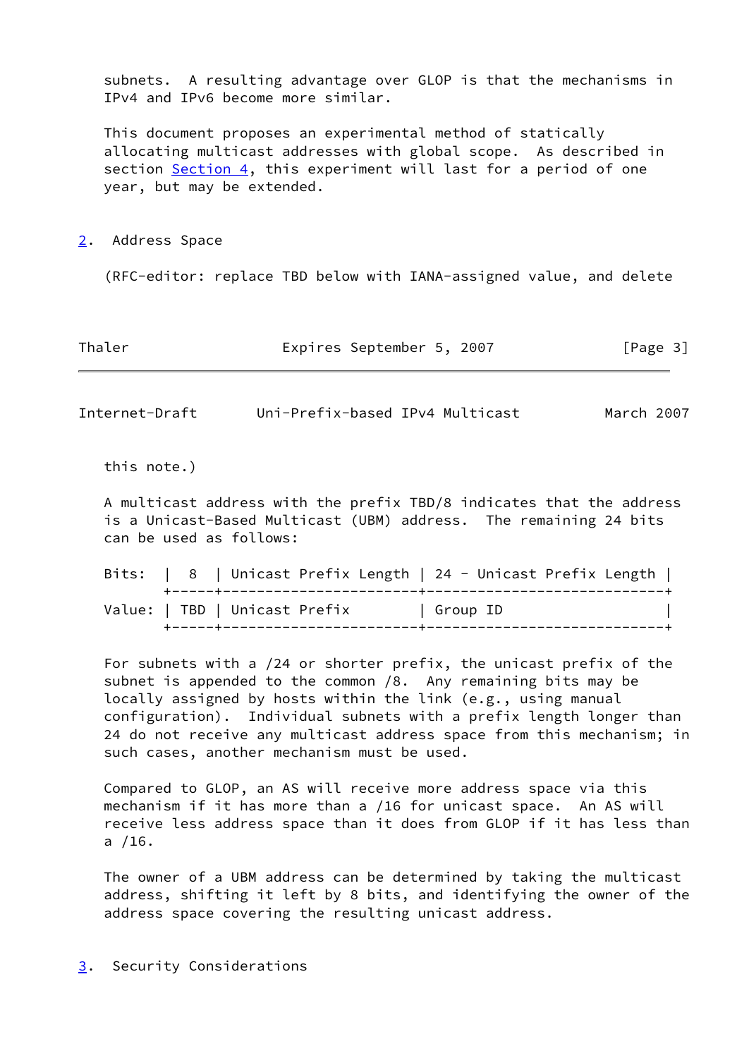subnets. A resulting advantage over GLOP is that the mechanisms in IPv4 and IPv6 become more similar.

This document proposes an experimental method of statically allocating multicast addresses with global scope. As described in section Section 4, this experiment will last for a period of one year, but may be extended.

## 2. Address Space

(RFC-editor: replace TBD below with IANA-assigned value, and delete this note.)

A multicast address with the prefix TBD/8 indicates that the address is a Unicast-Based Multicast (UBM) address. The remaining 24 bits can be used as follows:

```
Bits:  |  8  | Unicast Prefix Length | 24 - Unicast Prefix Length |
       +-----+-----------------------+----------------------------+
Value: | TBD | Unicast Prefix        | Group ID                   |
       +-----+-----------------------+----------------------------+
```

For subnets with a /24 or shorter prefix, the unicast prefix of the subnet is appended to the common /8. Any remaining bits may be locally assigned by hosts within the link (e.g., using manual configuration). Individual subnets with a prefix length longer than 24 do not receive any multicast address space from this mechanism; in such cases, another mechanism must be used.

Compared to GLOP, an AS will receive more address space via this mechanism if it has more than a /16 for unicast space. An AS will receive less address space than it does from GLOP if it has less than a /16.

The owner of a UBM address can be determined by taking the multicast address, shifting it left by 8 bits, and identifying the owner of the address space covering the resulting unicast address.

## 3. Security Considerations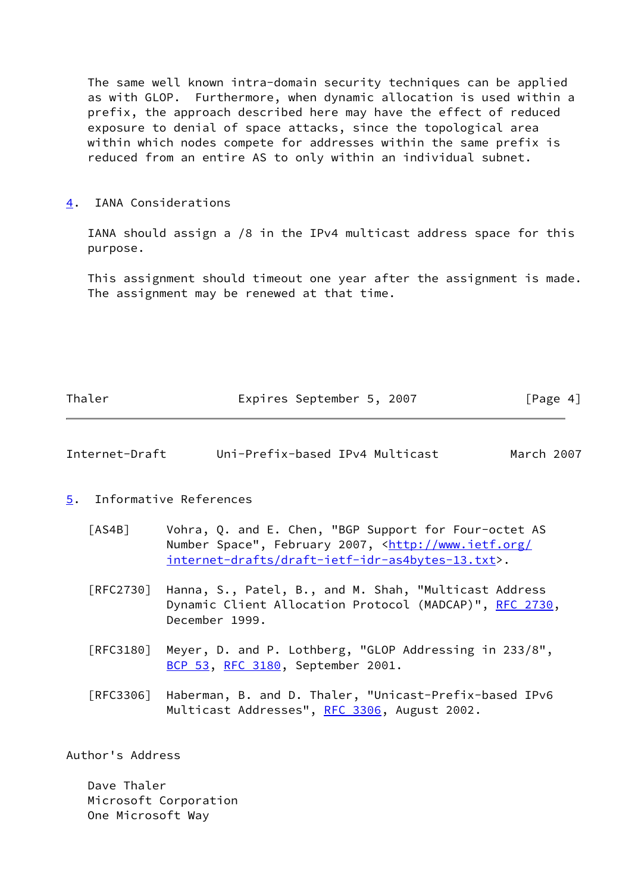The same well known intra-domain security techniques can be applied as with GLOP. Furthermore, when dynamic allocation is used within a prefix, the approach described here may have the effect of reduced exposure to denial of space attacks, since the topological area within which nodes compete for addresses within the same prefix is reduced from an entire AS to only within an individual subnet.

## 4. IANA Considerations

IANA should assign a /8 in the IPv4 multicast address space for this purpose.

This assignment should timeout one year after the assignment is made. The assignment may be renewed at that time.

## 5. Informative References

[AS4B] Vohra, Q. and E. Chen, "BGP Support for Four-octet AS Number Space", February 2007, <http://www.ietf.org/internet-drafts/draft-ietf-idr-as4bytes-13.txt>.

[RFC2730] Hanna, S., Patel, B., and M. Shah, "Multicast Address Dynamic Client Allocation Protocol (MADCAP)", RFC 2730, December 1999.

[RFC3180] Meyer, D. and P. Lothberg, "GLOP Addressing in 233/8", BCP 53, RFC 3180, September 2001.

[RFC3306] Haberman, B. and D. Thaler, "Unicast-Prefix-based IPv6 Multicast Addresses", RFC 3306, August 2002.

## Author's Address

Dave Thaler
Microsoft Corporation
One Microsoft Way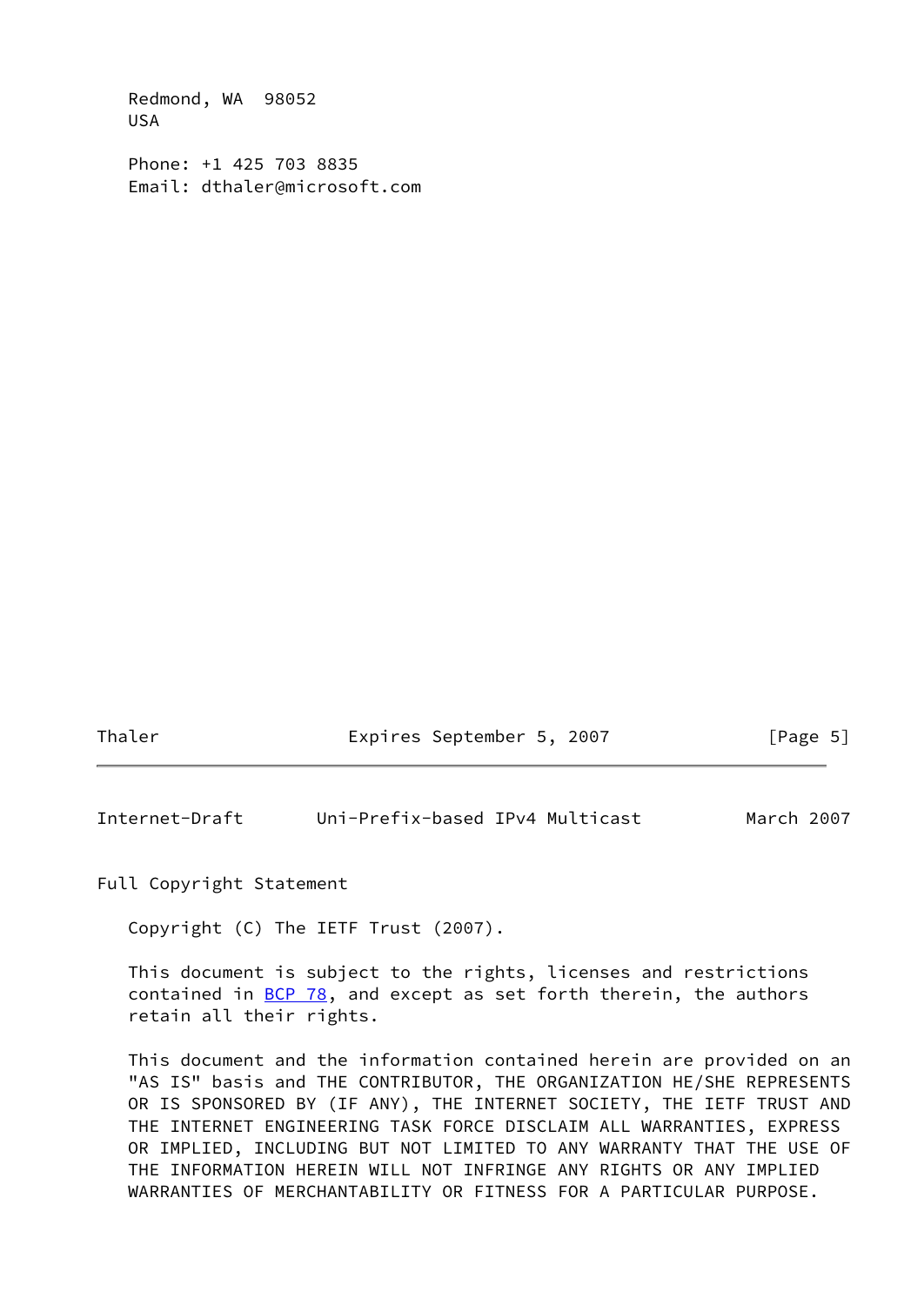Redmond, WA  98052
USA

Phone: +1 425 703 8835
Email: dthaler@microsoft.com

## Full Copyright Statement

Copyright (C) The IETF Trust (2007).

This document is subject to the rights, licenses and restrictions contained in BCP 78, and except as set forth therein, the authors retain all their rights.

This document and the information contained herein are provided on an "AS IS" basis and THE CONTRIBUTOR, THE ORGANIZATION HE/SHE REPRESENTS OR IS SPONSORED BY (IF ANY), THE INTERNET SOCIETY, THE IETF TRUST AND THE INTERNET ENGINEERING TASK FORCE DISCLAIM ALL WARRANTIES, EXPRESS OR IMPLIED, INCLUDING BUT NOT LIMITED TO ANY WARRANTY THAT THE USE OF THE INFORMATION HEREIN WILL NOT INFRINGE ANY RIGHTS OR ANY IMPLIED WARRANTIES OF MERCHANTABILITY OR FITNESS FOR A PARTICULAR PURPOSE.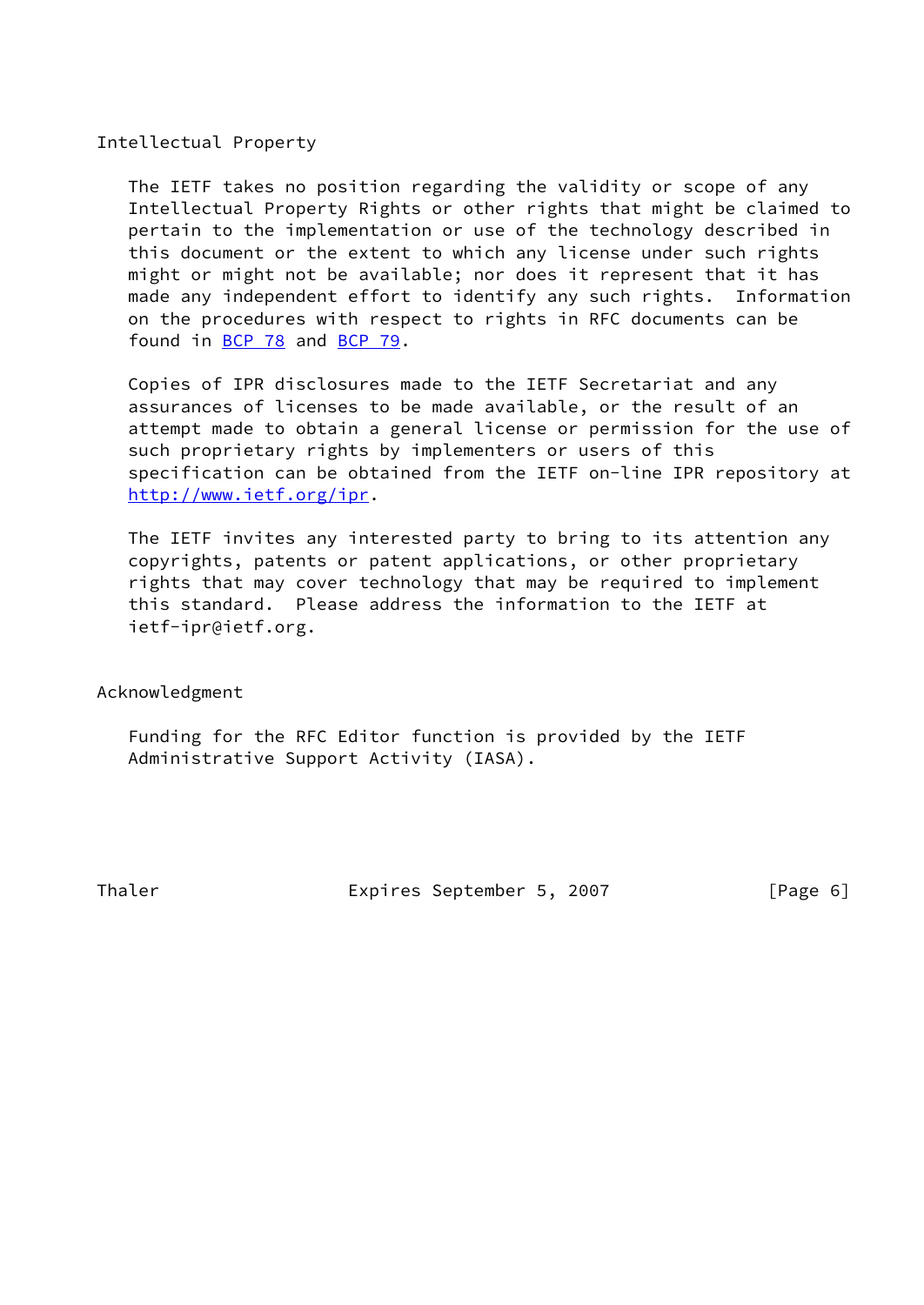## Intellectual Property

The IETF takes no position regarding the validity or scope of any Intellectual Property Rights or other rights that might be claimed to pertain to the implementation or use of the technology described in this document or the extent to which any license under such rights might or might not be available; nor does it represent that it has made any independent effort to identify any such rights. Information on the procedures with respect to rights in RFC documents can be found in BCP 78 and BCP 79.

Copies of IPR disclosures made to the IETF Secretariat and any assurances of licenses to be made available, or the result of an attempt made to obtain a general license or permission for the use of such proprietary rights by implementers or users of this specification can be obtained from the IETF on-line IPR repository at http://www.ietf.org/ipr.

The IETF invites any interested party to bring to its attention any copyrights, patents or patent applications, or other proprietary rights that may cover technology that may be required to implement this standard. Please address the information to the IETF at ietf-ipr@ietf.org.

## Acknowledgment

Funding for the RFC Editor function is provided by the IETF Administrative Support Activity (IASA).